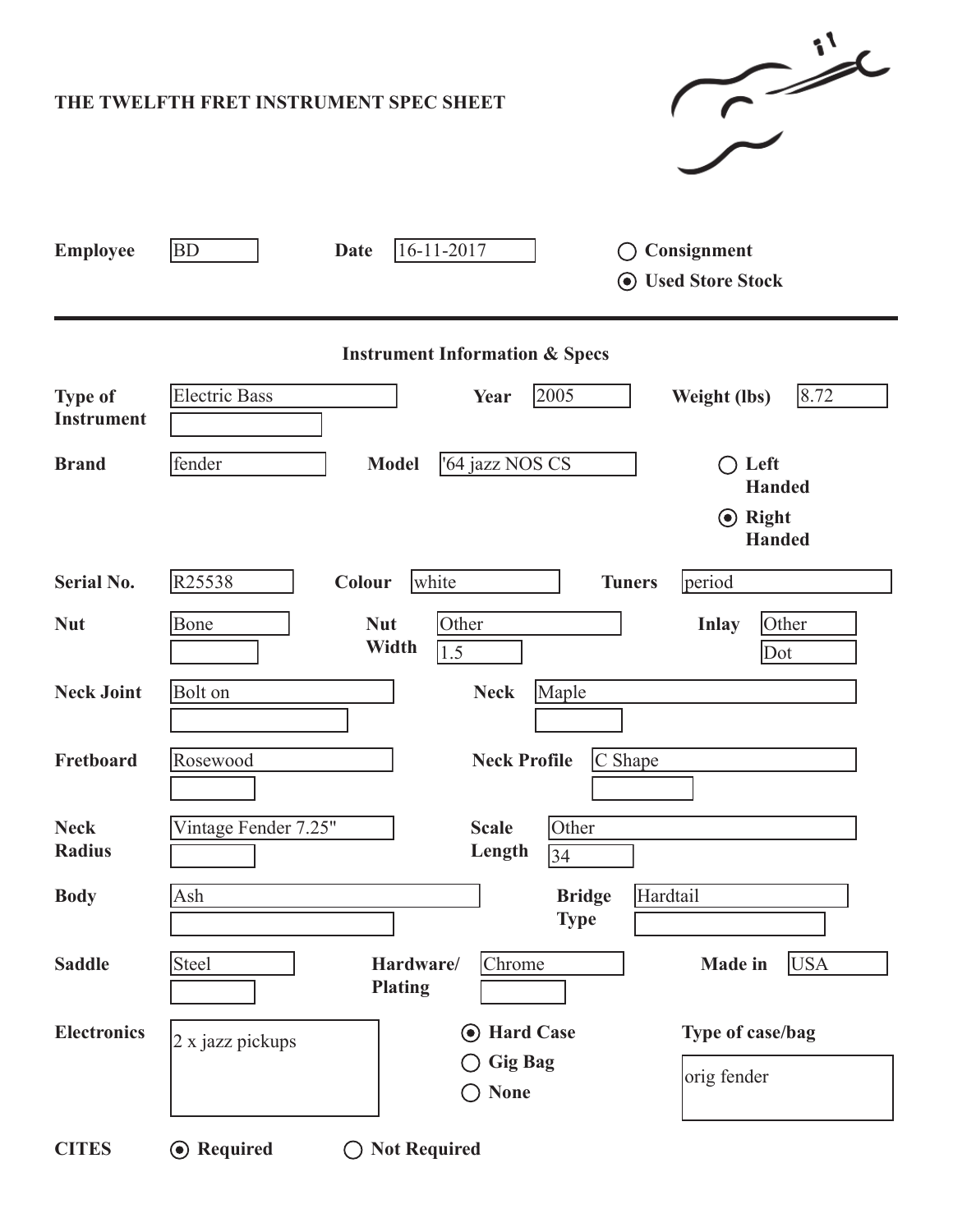**THE TWELFTH FRET INSTRUMENT SPEC SHEET**

**Employee** BD **Date** 16-11-2017

○ **Consignment**
◉ **Used Store Stock**

---

**Instrument Information & Specs**

| Field | Value | Field | Value | Field | Value |
|---|---|---|---|---|---|
| **Type of Instrument** | Electric Bass | **Year** | 2005 | **Weight (lbs)** | 8.72 |
| **Brand** | fender | **Model** | '64 jazz NOS CS | ○ **Left Handed** / ◉ **Right Handed** | |
| **Serial No.** | R25538 | **Colour** | white | **Tuners** | period |
| **Nut** | Bone | **Nut Width** | Other / 1.5 | **Inlay** | Other / Dot |
| **Neck Joint** | Bolt on | **Neck** | Maple | | |
| **Fretboard** | Rosewood | **Neck Profile** | C Shape | | |
| **Neck Radius** | Vintage Fender 7.25" | **Scale Length** | Other / 34 | | |
| **Body** | Ash | **Bridge Type** | Hardtail | | |
| **Saddle** | Steel | **Hardware/ Plating** | Chrome | **Made in** | USA |
| **Electronics** | 2 x jazz pickups | ◉ **Hard Case** / ○ **Gig Bag** / ○ **None** | | **Type of case/bag** | orig fender |

**CITES** ◉ **Required** ○ **Not Required**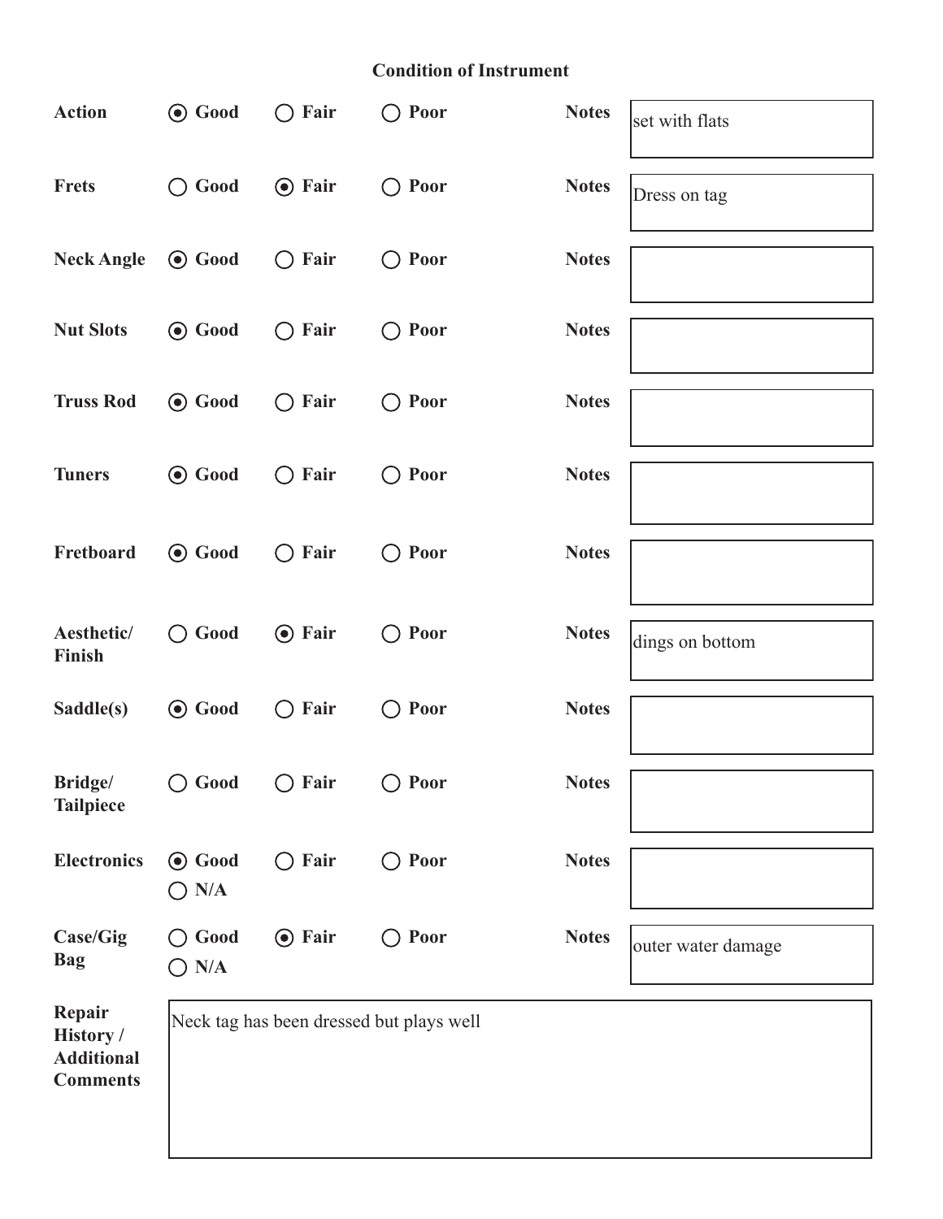## Condition of Instrument

| | Good | Fair | Poor | N/A | Notes |
|---|---|---|---|---|---|
| **Action** | ◉ | ○ | ○ | | set with flats |
| **Frets** | ○ | ◉ | ○ | | Dress on tag |
| **Neck Angle** | ◉ | ○ | ○ | | |
| **Nut Slots** | ◉ | ○ | ○ | | |
| **Truss Rod** | ◉ | ○ | ○ | | |
| **Tuners** | ◉ | ○ | ○ | | |
| **Fretboard** | ◉ | ○ | ○ | | |
| **Aesthetic/ Finish** | ○ | ◉ | ○ | | dings on bottom |
| **Saddle(s)** | ◉ | ○ | ○ | | |
| **Bridge/ Tailpiece** | ○ | ○ | ○ | | |
| **Electronics** | ◉ | ○ | ○ | ○ | |
| **Case/Gig Bag** | ○ | ◉ | ○ | ○ | outer water damage |

**Repair History / Additional Comments**

Neck tag has been dressed but plays well